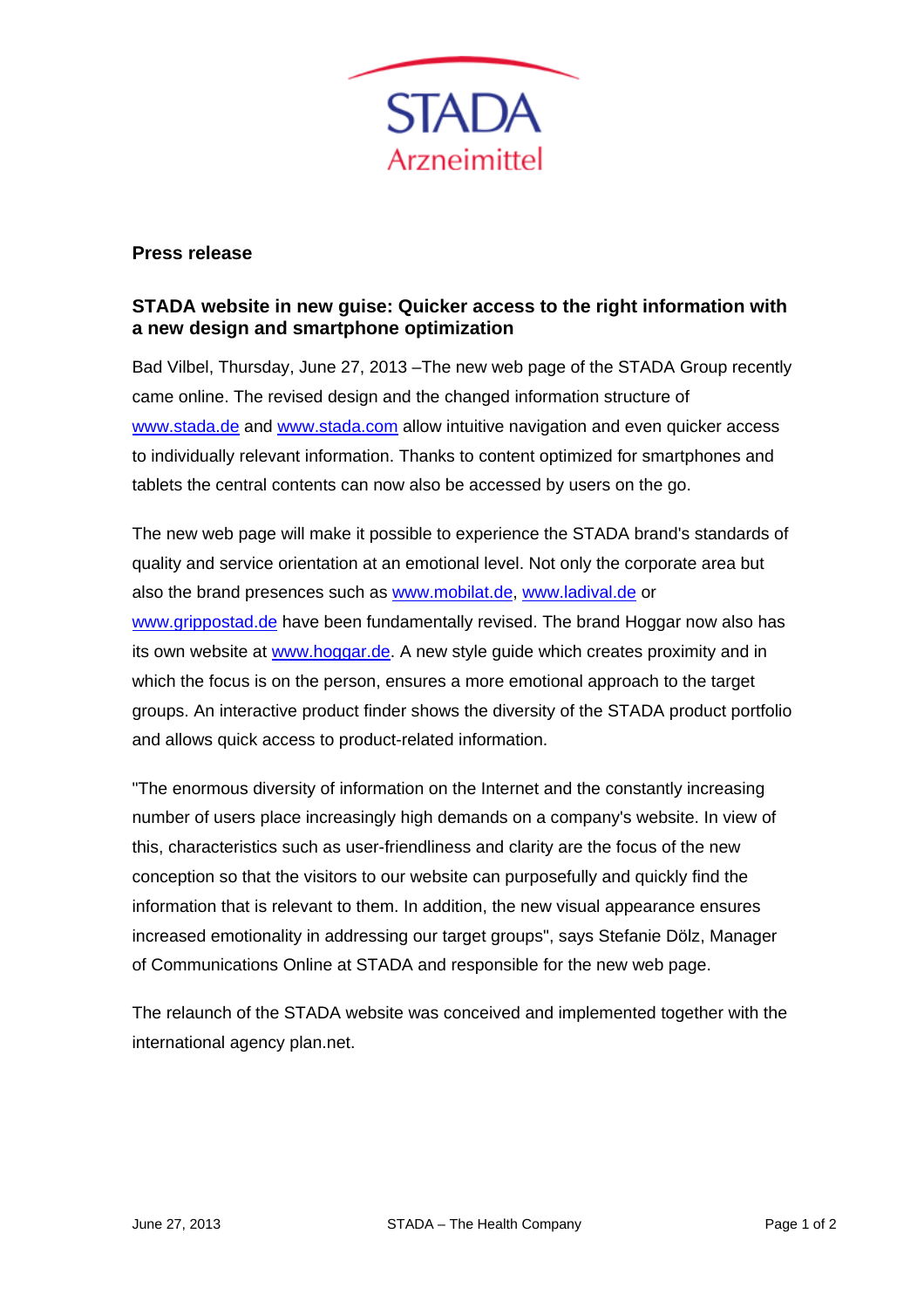**Press release**

## STADA website in new guise: Quicker access to the right information with a new design and smartphone optimization

Bad Vilbel, Thursday, June 27, 2013 –The new web page of the STADA Group recently came online. The revised design and the changed information structure of www.stada.de and www.stada.com allow intuitive navigation and even quicker access to individually relevant information. Thanks to content optimized for smartphones and tablets the central contents can now also be accessed by users on the go.

The new web page will make it possible to experience the STADA brand's standards of quality and service orientation at an emotional level. Not only the corporate area but also the brand presences such as www.mobilat.de, www.ladival.de or www.grippostad.de have been fundamentally revised. The brand Hoggar now also has its own website at www.hoggar.de. A new style guide which creates proximity and in which the focus is on the person, ensures a more emotional approach to the target groups. An interactive product finder shows the diversity of the STADA product portfolio and allows quick access to product-related information.

"The enormous diversity of information on the Internet and the constantly increasing number of users place increasingly high demands on a company's website. In view of this, characteristics such as user-friendliness and clarity are the focus of the new conception so that the visitors to our website can purposefully and quickly find the information that is relevant to them. In addition, the new visual appearance ensures increased emotionality in addressing our target groups", says Stefanie Dölz, Manager of Communications Online at STADA and responsible for the new web page.

The relaunch of the STADA website was conceived and implemented together with the international agency plan.net.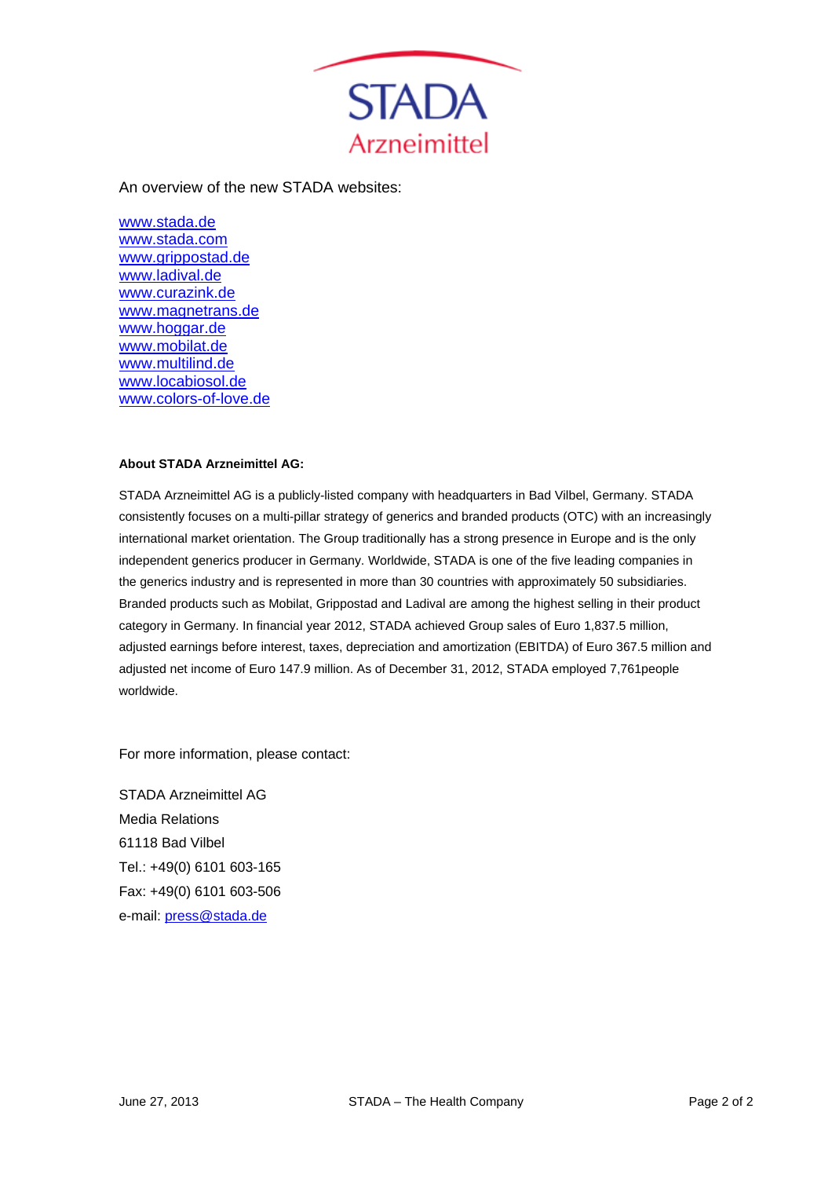An overview of the new STADA websites:

www.stada.de
www.stada.com
www.grippostad.de
www.ladival.de
www.curazink.de
www.magnetrans.de
www.hoggar.de
www.mobilat.de
www.multilind.de
www.locabiosol.de
www.colors-of-love.de

**About STADA Arzneimittel AG:**

STADA Arzneimittel AG is a publicly-listed company with headquarters in Bad Vilbel, Germany. STADA consistently focuses on a multi-pillar strategy of generics and branded products (OTC) with an increasingly international market orientation. The Group traditionally has a strong presence in Europe and is the only independent generics producer in Germany. Worldwide, STADA is one of the five leading companies in the generics industry and is represented in more than 30 countries with approximately 50 subsidiaries. Branded products such as Mobilat, Grippostad and Ladival are among the highest selling in their product category in Germany. In financial year 2012, STADA achieved Group sales of Euro 1,837.5 million, adjusted earnings before interest, taxes, depreciation and amortization (EBITDA) of Euro 367.5 million and adjusted net income of Euro 147.9 million. As of December 31, 2012, STADA employed 7,761people worldwide.

For more information, please contact:

STADA Arzneimittel AG
Media Relations
61118 Bad Vilbel
Tel.: +49(0) 6101 603-165
Fax: +49(0) 6101 603-506
e-mail: press@stada.de